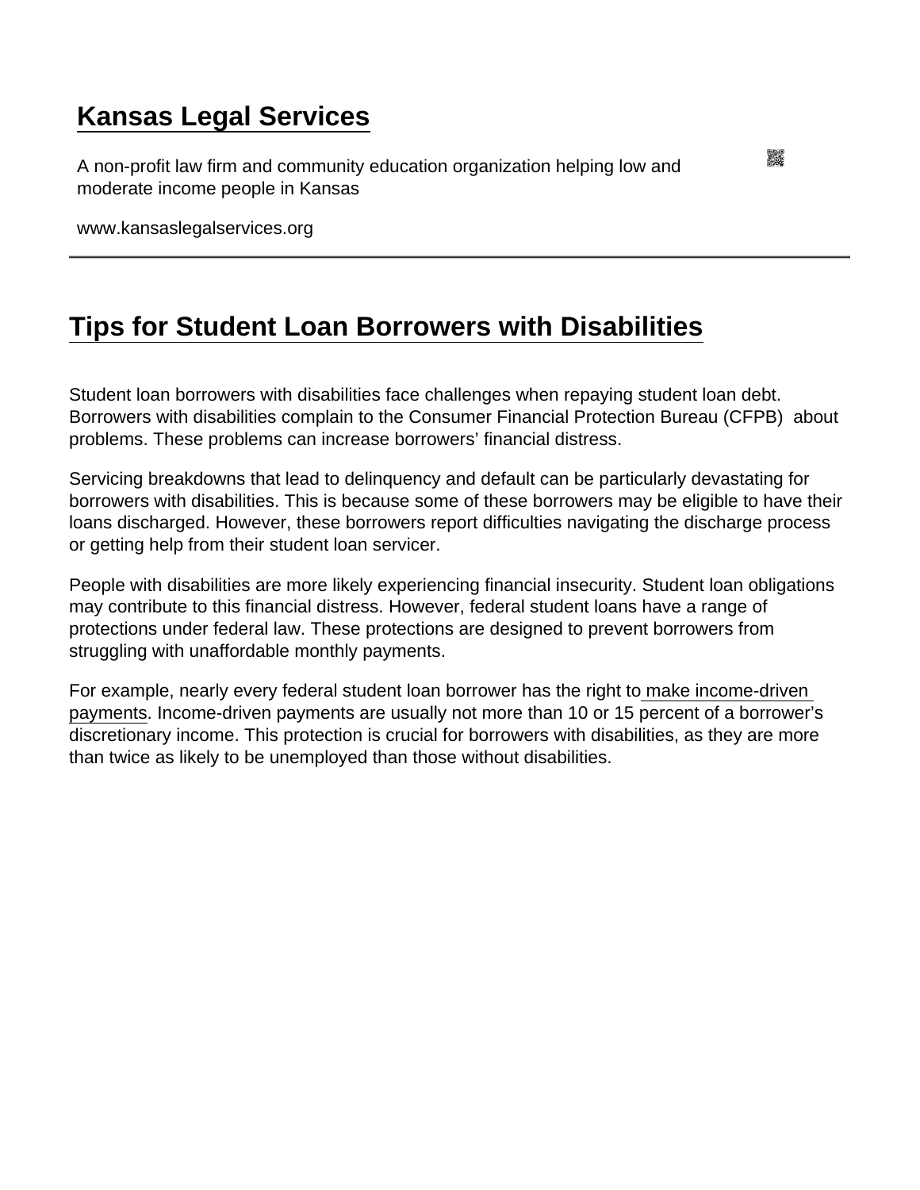# Kansas Legal Services

A non-profit law firm and community education organization helping low and moderate income people in Kansas

www.kansaslegalservices.org

## Tips for Student Loan Borrowers with Disabilities

Student loan borrowers with disabilities face challenges when repaying student loan debt. Borrowers with disabilities complain to the Consumer Financial Protection Bureau (CFPB) about problems. These problems can increase borrowers' financial distress.

Servicing breakdowns that lead to delinquency and default can be particularly devastating for borrowers with disabilities. This is because some of these borrowers may be eligible to have their loans discharged. However, these borrowers report difficulties navigating the discharge process or getting help from their student loan servicer.

People with disabilities are more likely experiencing financial insecurity. Student loan obligations may contribute to this financial distress. However, federal student loans have a range of protections under federal law. These protections are designed to prevent borrowers from struggling with unaffordable monthly payments.

For example, nearly every federal student loan borrower has the right to make income-driven payments. Income-driven payments are usually not more than 10 or 15 percent of a borrower's discretionary income. This protection is crucial for borrowers with disabilities, as they are more than twice as likely to be unemployed than those without disabilities.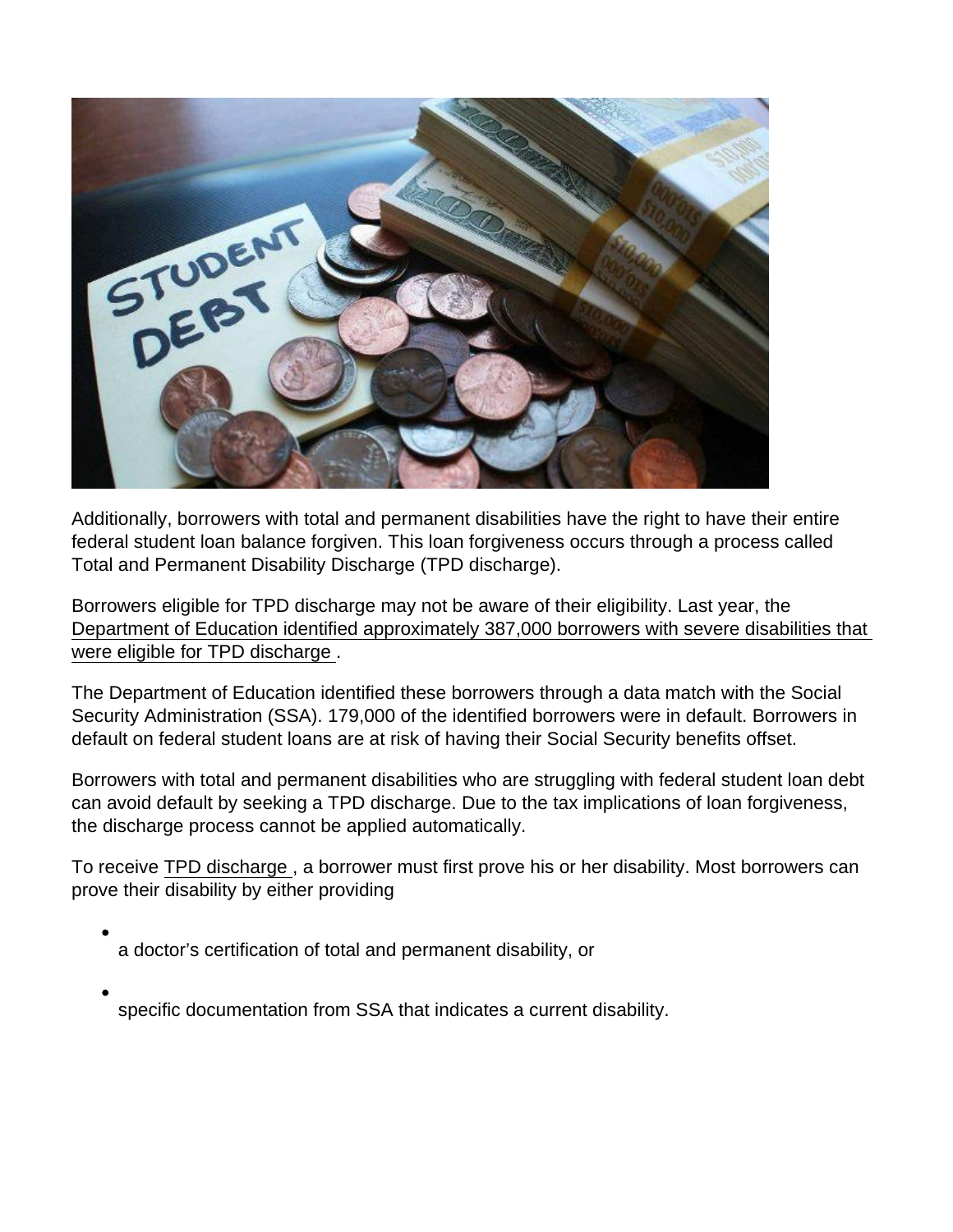Additionally, borrowers with total and permanent disabilities have the right to have their entire federal student loan balance forgiven. This loan forgiveness occurs through a process called Total and Permanent Disability Discharge (TPD discharge).

Borrowers eligible for TPD discharge may not be aware of their eligibility. Last year, the Department of Education identified approximately 387,000 borrowers with severe disabilities that were eligible for TPD discharge.

The Department of Education identified these borrowers through a data match with the Social Security Administration (SSA). 179,000 of the identified borrowers were in default. Borrowers in default on federal student loans are at risk of having their Social Security benefits offset.

Borrowers with total and permanent disabilities who are struggling with federal student loan debt can avoid default by seeking a TPD discharge. Due to the tax implications of loan forgiveness, the discharge process cannot be applied automatically.

To receive TPD discharge, a borrower must first prove his or her disability. Most borrowers can prove their disability by either providing

- a doctor's certification of total and permanent disability, or
- specific documentation from SSA that indicates a current disability.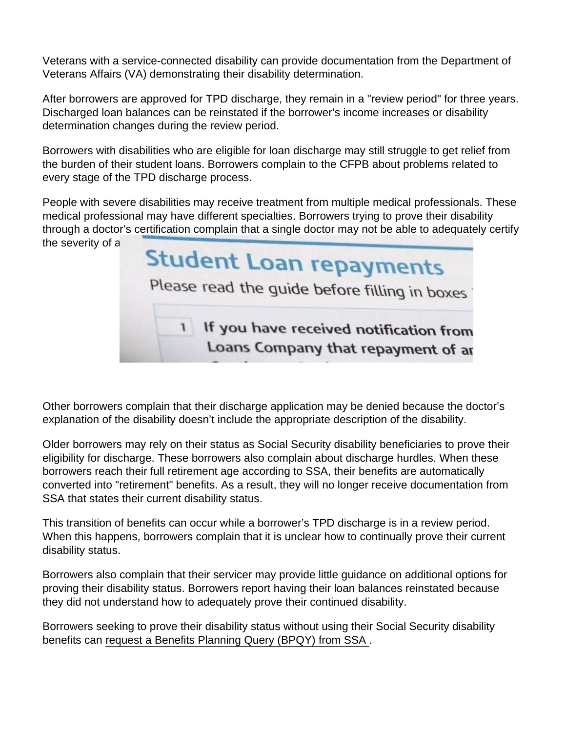Veterans with a service-connected disability can provide documentation from the Department of Veterans Affairs (VA) demonstrating their disability determination.

After borrowers are approved for TPD discharge, they remain in a "review period" for three years. Discharged loan balances can be reinstated if the borrower's income increases or disability determination changes during the review period.

Borrowers with disabilities who are eligible for loan discharge may still struggle to get relief from the burden of their student loans. Borrowers complain to the CFPB about problems related to every stage of the TPD discharge process.

People with severe disabilities may receive treatment from multiple medical professionals. These medical professional may have different specialties. Borrowers trying to prove their disability through a doctor's certification complain that a single doctor may not be able to adequately certify the severity of a

Other borrowers complain that their discharge application may be denied because the doctor's explanation of the disability doesn't include the appropriate description of the disability.

Older borrowers may rely on their status as Social Security disability beneficiaries to prove their eligibility for discharge. These borrowers also complain about discharge hurdles. When these borrowers reach their full retirement age according to SSA, their benefits are automatically converted into "retirement" benefits. As a result, they will no longer receive documentation from SSA that states their current disability status.

This transition of benefits can occur while a borrower's TPD discharge is in a review period. When this happens, borrowers complain that it is unclear how to continually prove their current disability status.

Borrowers also complain that their servicer may provide little guidance on additional options for proving their disability status. Borrowers report having their loan balances reinstated because they did not understand how to adequately prove their continued disability.

Borrowers seeking to prove their disability status without using their Social Security disability benefits can request a Benefits Planning Query (BPQY) from SSA .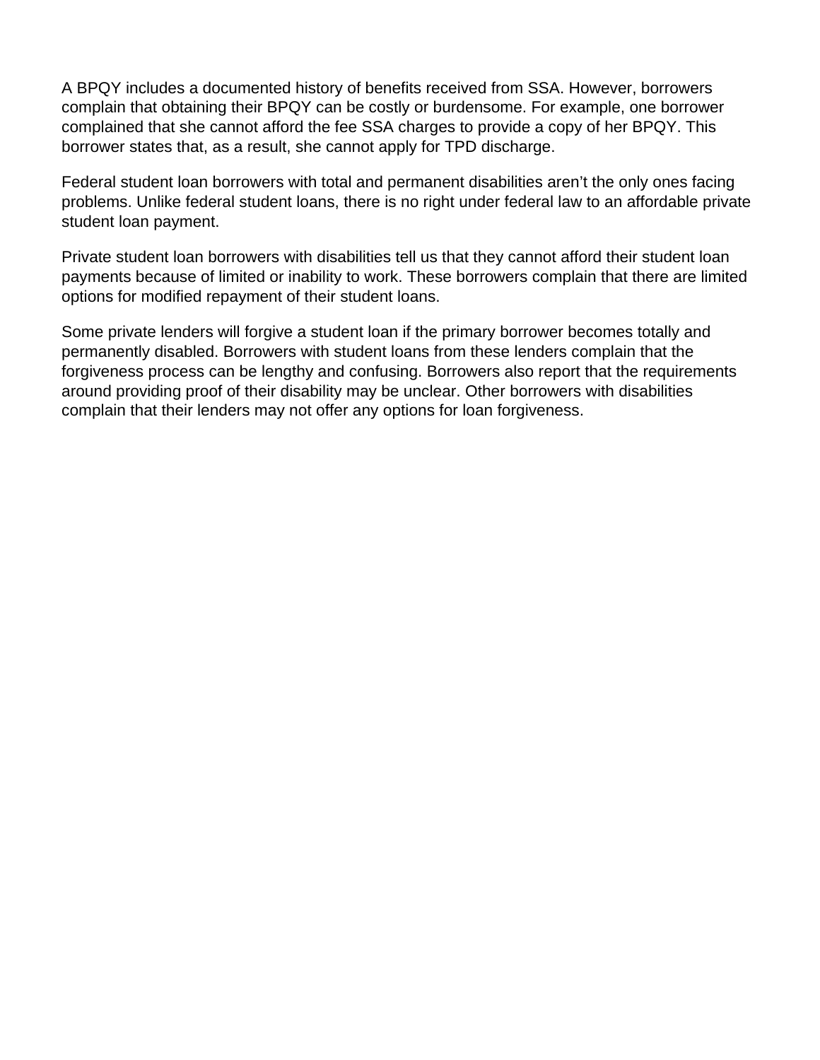A BPQY includes a documented history of benefits received from SSA. However, borrowers complain that obtaining their BPQY can be costly or burdensome. For example, one borrower complained that she cannot afford the fee SSA charges to provide a copy of her BPQY. This borrower states that, as a result, she cannot apply for TPD discharge.

Federal student loan borrowers with total and permanent disabilities aren't the only ones facing problems. Unlike federal student loans, there is no right under federal law to an affordable private student loan payment.

Private student loan borrowers with disabilities tell us that they cannot afford their student loan payments because of limited or inability to work. These borrowers complain that there are limited options for modified repayment of their student loans.

Some private lenders will forgive a student loan if the primary borrower becomes totally and permanently disabled. Borrowers with student loans from these lenders complain that the forgiveness process can be lengthy and confusing. Borrowers also report that the requirements around providing proof of their disability may be unclear. Other borrowers with disabilities complain that their lenders may not offer any options for loan forgiveness.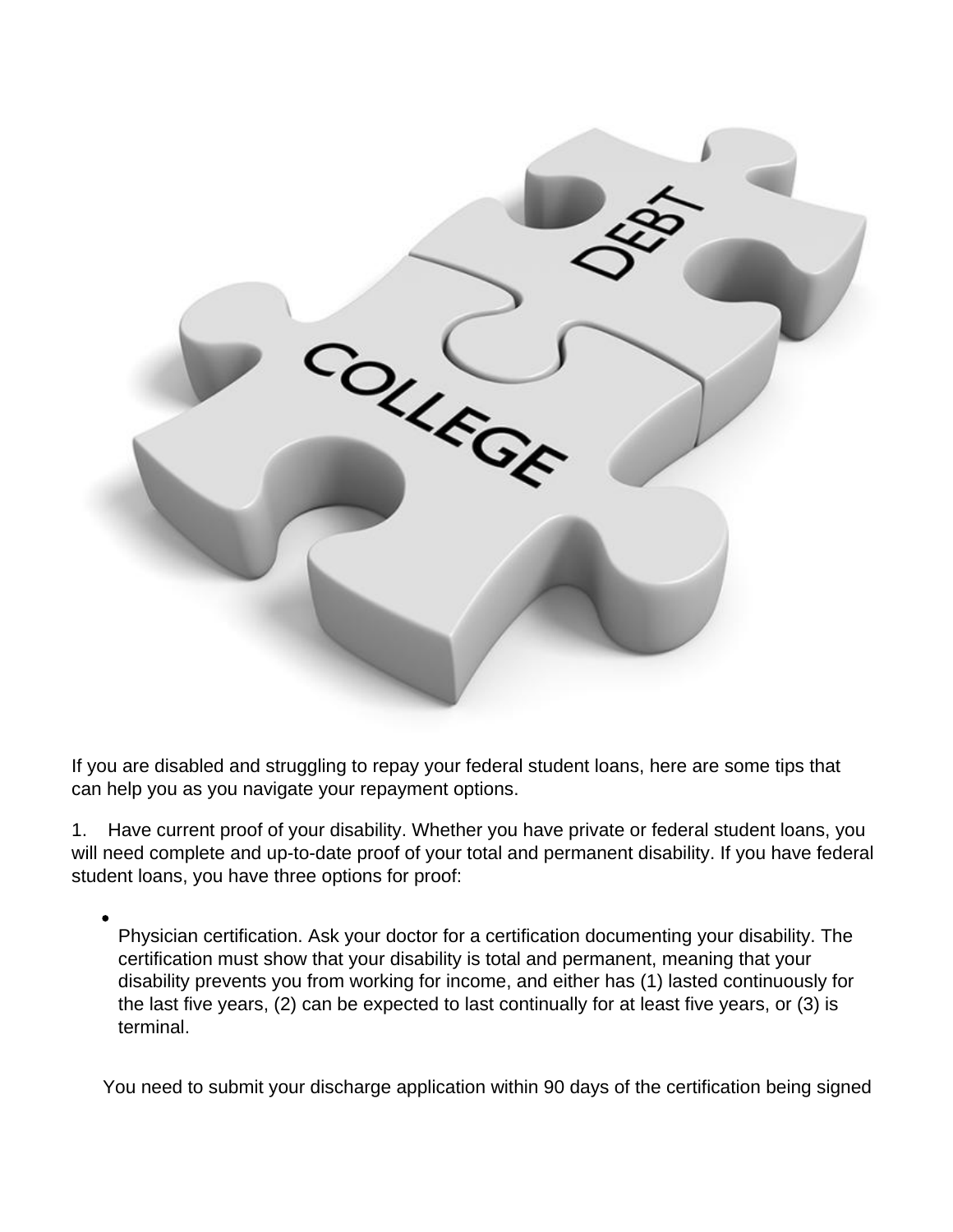If you are disabled and struggling to repay your federal student loans, here are some tips that can help you as you navigate your repayment options.

1. Have current proof of your disability. Whether you have private or federal student loans, you will need complete and up-to-date proof of your total and permanent disability. If you have federal student loans, you have three options for proof:

- Physician certification. Ask your doctor for a certification documenting your disability. The certification must show that your disability is total and permanent, meaning that your disability prevents you from working for income, and either has (1) lasted continuously for the last five years, (2) can be expected to last continually for at least five years, or (3) is terminal.

You need to submit your discharge application within 90 days of the certification being signed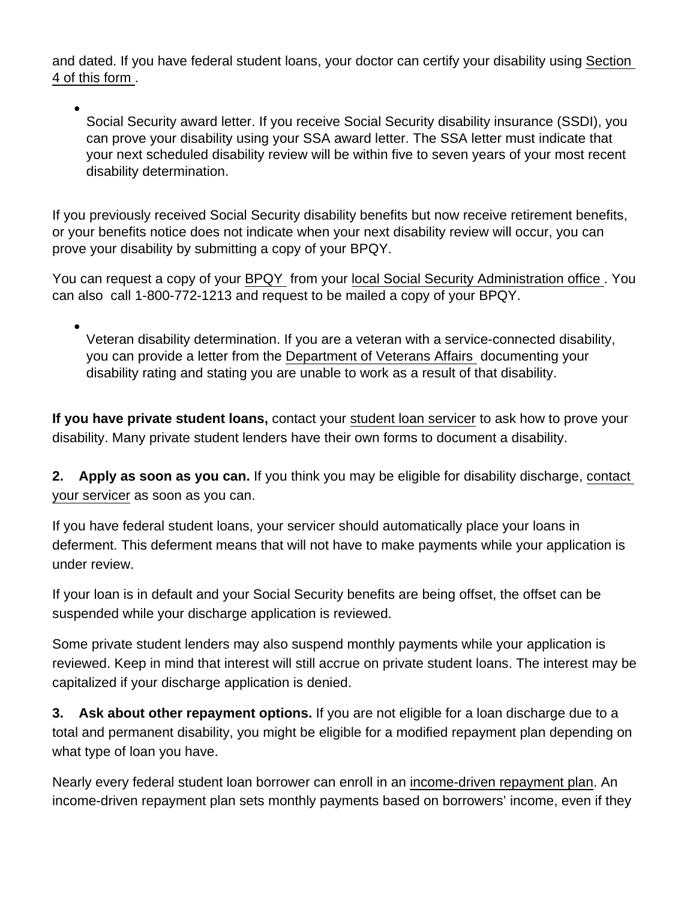and dated. If you have federal student loans, your doctor can certify your disability using Section 4 of this form .

- Social Security award letter. If you receive Social Security disability insurance (SSDI), you can prove your disability using your SSA award letter. The SSA letter must indicate that your next scheduled disability review will be within five to seven years of your most recent disability determination.

If you previously received Social Security disability benefits but now receive retirement benefits, or your benefits notice does not indicate when your next disability review will occur, you can prove your disability by submitting a copy of your BPQY.

You can request a copy of your BPQY from your local Social Security Administration office . You can also call 1-800-772-1213 and request to be mailed a copy of your BPQY.

- Veteran disability determination. If you are a veteran with a service-connected disability, you can provide a letter from the Department of Veterans Affairs documenting your disability rating and stating you are unable to work as a result of that disability.

**If you have private student loans,** contact your student loan servicer to ask how to prove your disability. Many private student lenders have their own forms to document a disability.

**2. Apply as soon as you can.** If you think you may be eligible for disability discharge, contact your servicer as soon as you can.

If you have federal student loans, your servicer should automatically place your loans in deferment. This deferment means that will not have to make payments while your application is under review.

If your loan is in default and your Social Security benefits are being offset, the offset can be suspended while your discharge application is reviewed.

Some private student lenders may also suspend monthly payments while your application is reviewed. Keep in mind that interest will still accrue on private student loans. The interest may be capitalized if your discharge application is denied.

**3. Ask about other repayment options.** If you are not eligible for a loan discharge due to a total and permanent disability, you might be eligible for a modified repayment plan depending on what type of loan you have.

Nearly every federal student loan borrower can enroll in an income-driven repayment plan. An income-driven repayment plan sets monthly payments based on borrowers' income, even if they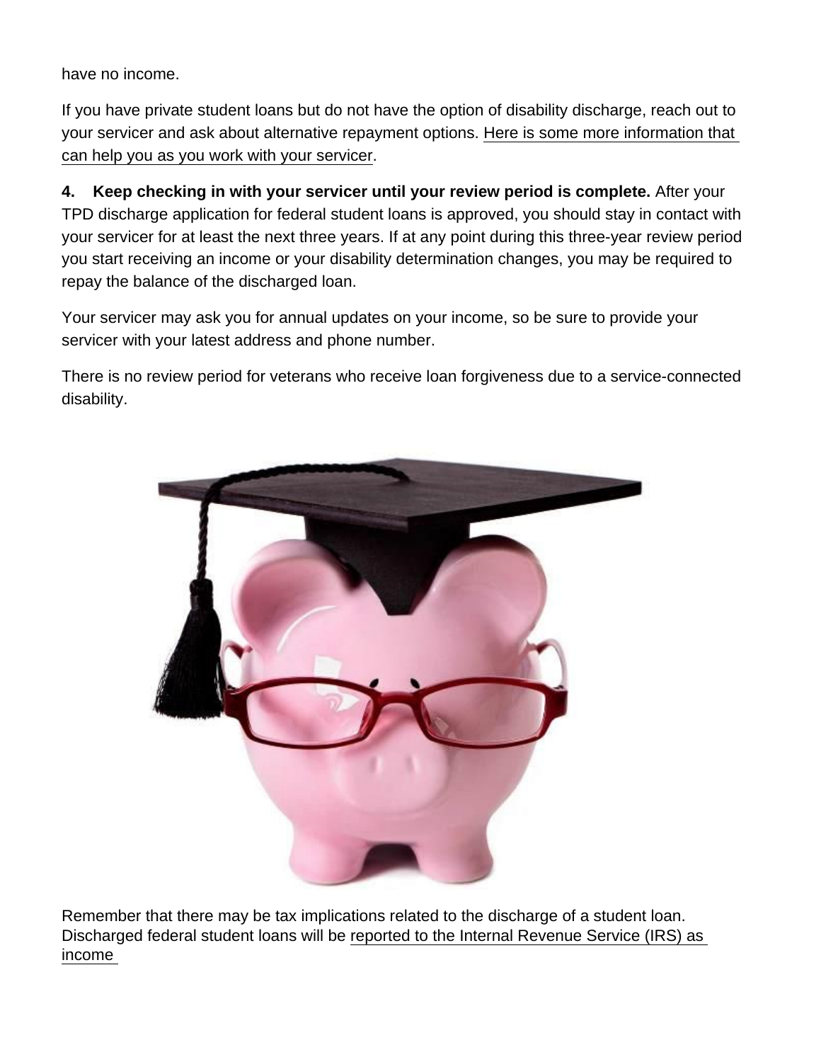have no income.

If you have private student loans but do not have the option of disability discharge, reach out to your servicer and ask about alternative repayment options. Here is some more information that can help you as you work with your servicer.

**4. Keep checking in with your servicer until your review period is complete.** After your TPD discharge application for federal student loans is approved, you should stay in contact with your servicer for at least the next three years. If at any point during this three-year review period you start receiving an income or your disability determination changes, you may be required to repay the balance of the discharged loan.

Your servicer may ask you for annual updates on your income, so be sure to provide your servicer with your latest address and phone number.

There is no review period for veterans who receive loan forgiveness due to a service-connected disability.

Remember that there may be tax implications related to the discharge of a student loan. Discharged federal student loans will be reported to the Internal Revenue Service (IRS) as income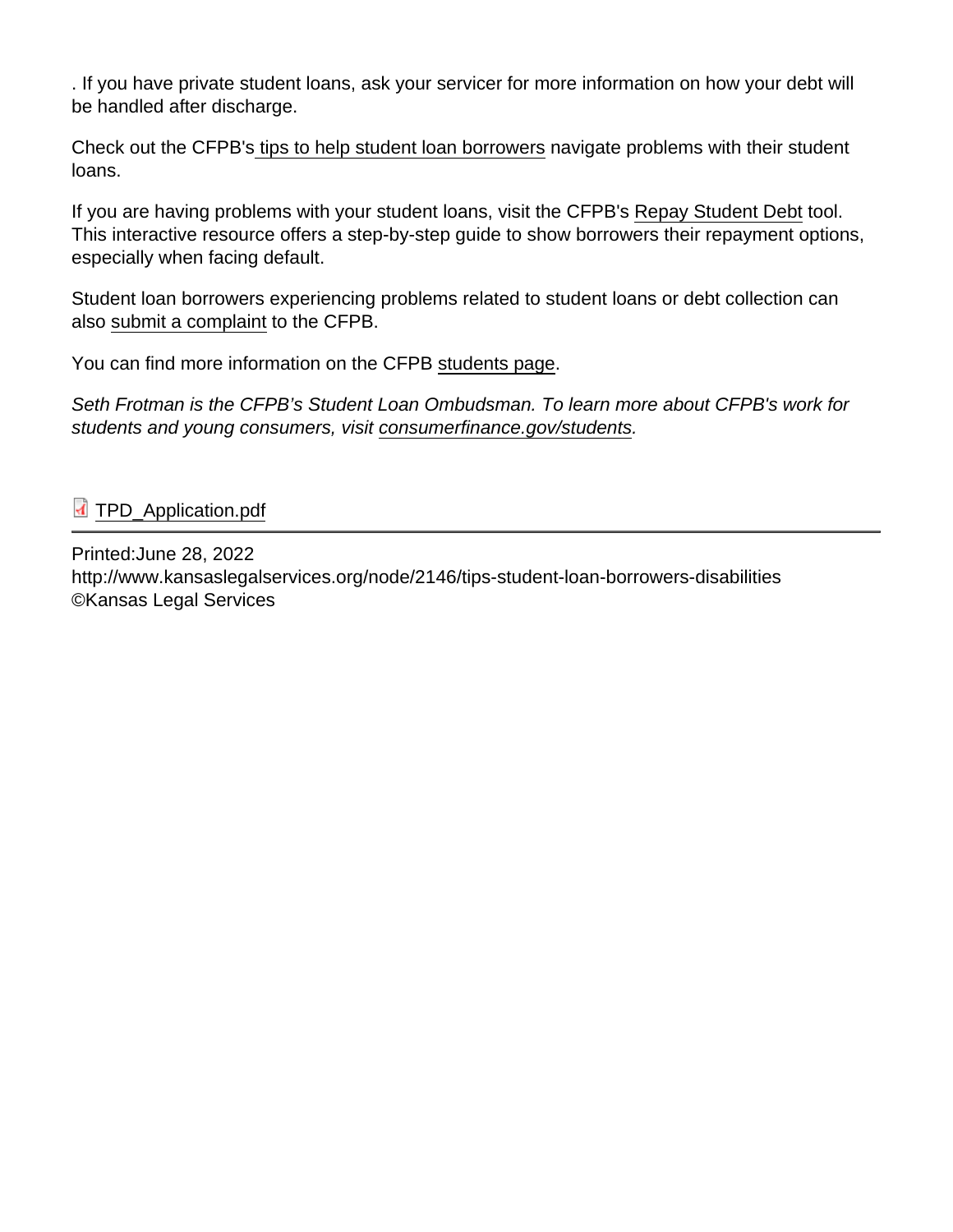. If you have private student loans, ask your servicer for more information on how your debt will be handled after discharge.

Check out the CFPB's tips to help student loan borrowers navigate problems with their student loans.

If you are having problems with your student loans, visit the CFPB's Repay Student Debt tool. This interactive resource offers a step-by-step guide to show borrowers their repayment options, especially when facing default.

Student loan borrowers experiencing problems related to student loans or debt collection can also submit a complaint to the CFPB.

You can find more information on the CFPB students page.

*Seth Frotman is the CFPB's Student Loan Ombudsman. To learn more about CFPB's work for students and young consumers, visit consumerfinance.gov/students.*

TPD_Application.pdf

---

Printed:June 28, 2022
http://www.kansaslegalservices.org/node/2146/tips-student-loan-borrowers-disabilities
©Kansas Legal Services